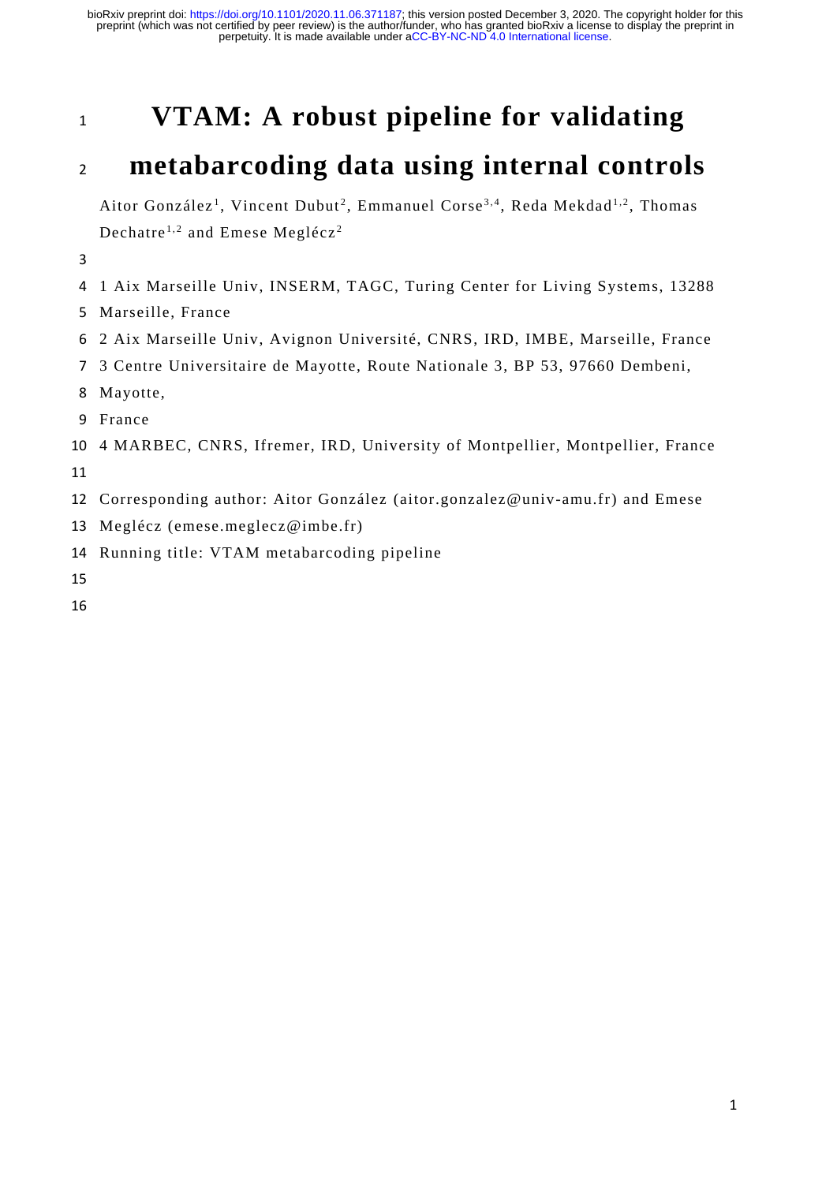# VTAM: A robust pipeline for validating metabarcoding data using internal controls

Aitor González[1], Vincent Dubut[2], Emmanuel Corse[3,4], Reda Mekdad[1,2], Thomas Dechatre[1,2] and Emese Meglécz[2]

1 Aix Marseille Univ, INSERM, TAGC, Turing Center for Living Systems, 13288 Marseille, France

2 Aix Marseille Univ, Avignon Université, CNRS, IRD, IMBE, Marseille, France

3 Centre Universitaire de Mayotte, Route Nationale 3, BP 53, 97660 Dembeni, Mayotte, France

4 MARBEC, CNRS, Ifremer, IRD, University of Montpellier, Montpellier, France

Corresponding author: Aitor González (aitor.gonzalez@univ-amu.fr) and Emese Meglécz (emese.meglecz@imbe.fr)

Running title: VTAM metabarcoding pipeline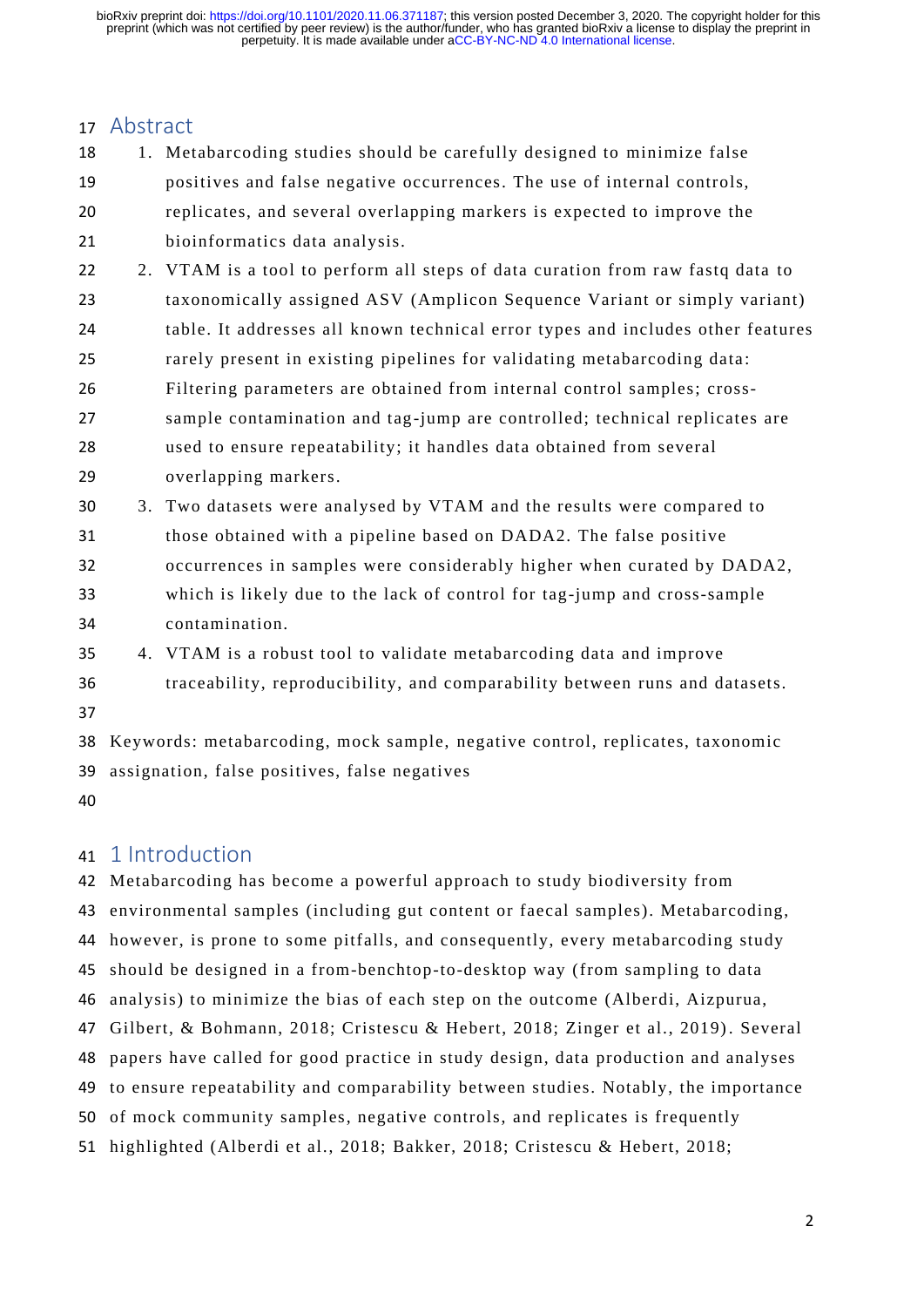## Abstract

1. Metabarcoding studies should be carefully designed to minimize false positives and false negative occurrences. The use of internal controls, replicates, and several overlapping markers is expected to improve the bioinformatics data analysis.
2. VTAM is a tool to perform all steps of data curation from raw fastq data to taxonomically assigned ASV (Amplicon Sequence Variant or simply variant) table. It addresses all known technical error types and includes other features rarely present in existing pipelines for validating metabarcoding data: Filtering parameters are obtained from internal control samples; cross-sample contamination and tag-jump are controlled; technical replicates are used to ensure repeatability; it handles data obtained from several overlapping markers.
3. Two datasets were analysed by VTAM and the results were compared to those obtained with a pipeline based on DADA2. The false positive occurrences in samples were considerably higher when curated by DADA2, which is likely due to the lack of control for tag-jump and cross-sample contamination.
4. VTAM is a robust tool to validate metabarcoding data and improve traceability, reproducibility, and comparability between runs and datasets.

Keywords: metabarcoding, mock sample, negative control, replicates, taxonomic assignation, false positives, false negatives

## 1 Introduction

Metabarcoding has become a powerful approach to study biodiversity from environmental samples (including gut content or faecal samples). Metabarcoding, however, is prone to some pitfalls, and consequently, every metabarcoding study should be designed in a from-benchtop-to-desktop way (from sampling to data analysis) to minimize the bias of each step on the outcome (Alberdi, Aizpurua, Gilbert, & Bohmann, 2018; Cristescu & Hebert, 2018; Zinger et al., 2019). Several papers have called for good practice in study design, data production and analyses to ensure repeatability and comparability between studies. Notably, the importance of mock community samples, negative controls, and replicates is frequently highlighted (Alberdi et al., 2018; Bakker, 2018; Cristescu & Hebert, 2018;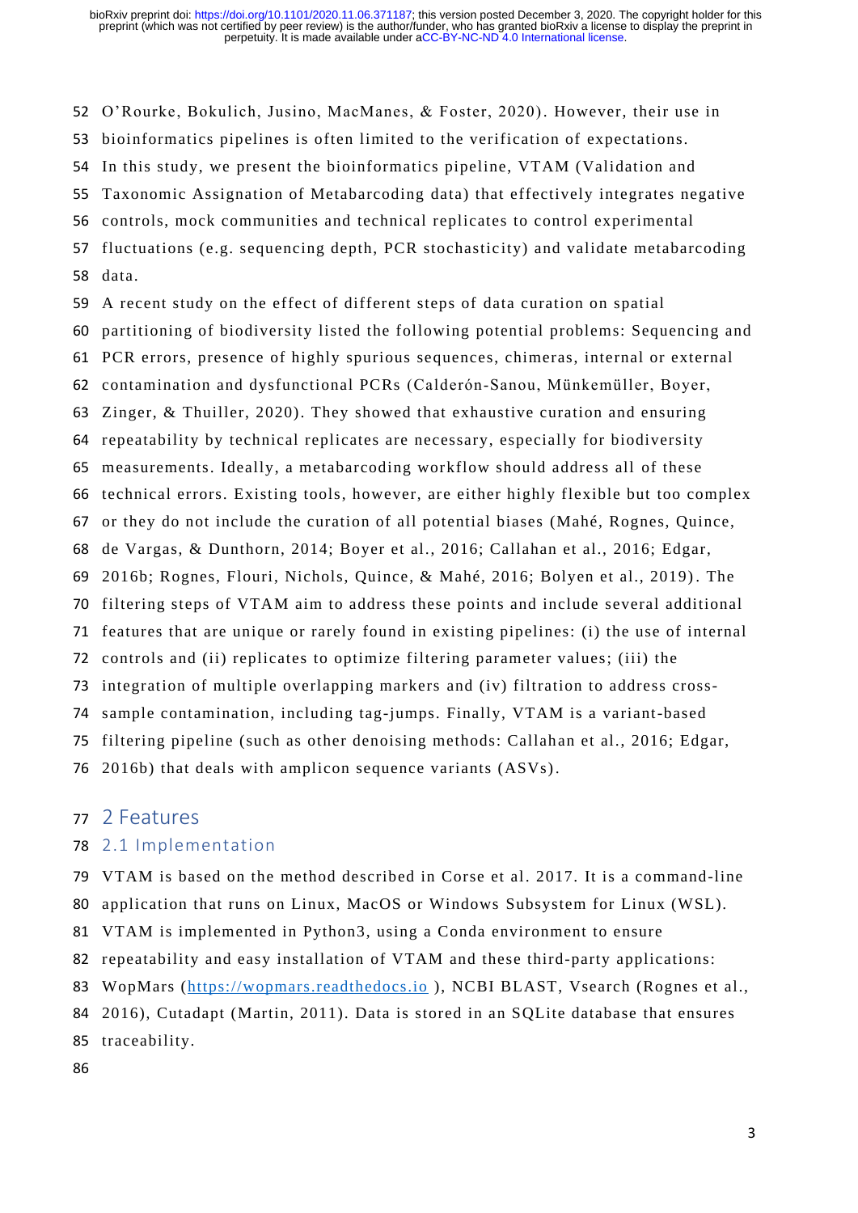O'Rourke, Bokulich, Jusino, MacManes, & Foster, 2020). However, their use in bioinformatics pipelines is often limited to the verification of expectations.

In this study, we present the bioinformatics pipeline, VTAM (Validation and Taxonomic Assignation of Metabarcoding data) that effectively integrates negative controls, mock communities and technical replicates to control experimental fluctuations (e.g. sequencing depth, PCR stochasticity) and validate metabarcoding data.

A recent study on the effect of different steps of data curation on spatial partitioning of biodiversity listed the following potential problems: Sequencing and PCR errors, presence of highly spurious sequences, chimeras, internal or external contamination and dysfunctional PCRs (Calderón-Sanou, Münkemüller, Boyer, Zinger, & Thuiller, 2020). They showed that exhaustive curation and ensuring repeatability by technical replicates are necessary, especially for biodiversity measurements. Ideally, a metabarcoding workflow should address all of these technical errors. Existing tools, however, are either highly flexible but too complex or they do not include the curation of all potential biases (Mahé, Rognes, Quince, de Vargas, & Dunthorn, 2014; Boyer et al., 2016; Callahan et al., 2016; Edgar, 2016b; Rognes, Flouri, Nichols, Quince, & Mahé, 2016; Bolyen et al., 2019). The filtering steps of VTAM aim to address these points and include several additional features that are unique or rarely found in existing pipelines: (i) the use of internal controls and (ii) replicates to optimize filtering parameter values; (iii) the integration of multiple overlapping markers and (iv) filtration to address cross-sample contamination, including tag-jumps. Finally, VTAM is a variant-based filtering pipeline (such as other denoising methods: Callahan et al., 2016; Edgar, 2016b) that deals with amplicon sequence variants (ASVs).

# 2 Features

## 2.1 Implementation

VTAM is based on the method described in Corse et al. 2017. It is a command-line application that runs on Linux, MacOS or Windows Subsystem for Linux (WSL). VTAM is implemented in Python3, using a Conda environment to ensure repeatability and easy installation of VTAM and these third-party applications: WopMars (https://wopmars.readthedocs.io ), NCBI BLAST, Vsearch (Rognes et al., 2016), Cutadapt (Martin, 2011). Data is stored in an SQLite database that ensures traceability.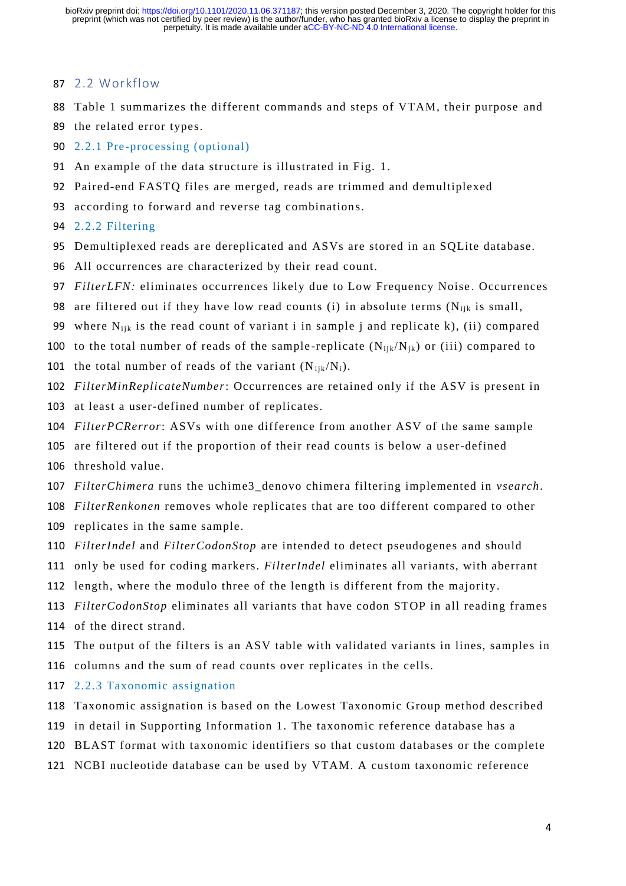## 2.2 Workflow

Table 1 summarizes the different commands and steps of VTAM, their purpose and the related error types.

### 2.2.1 Pre-processing (optional)

An example of the data structure is illustrated in Fig. 1.

Paired-end FASTQ files are merged, reads are trimmed and demultiplexed according to forward and reverse tag combinations.

### 2.2.2 Filtering

Demultiplexed reads are dereplicated and ASVs are stored in an SQLite database. All occurrences are characterized by their read count.

*FilterLFN:* eliminates occurrences likely due to Low Frequency Noise. Occurrences are filtered out if they have low read counts (i) in absolute terms ($N_{ijk}$ is small, where $N_{ijk}$ is the read count of variant i in sample j and replicate k), (ii) compared to the total number of reads of the sample-replicate ($N_{ijk}/N_{jk}$) or (iii) compared to the total number of reads of the variant ($N_{ijk}/N_i$).

*FilterMinReplicateNumber*: Occurrences are retained only if the ASV is present in at least a user-defined number of replicates.

*FilterPCRerror*: ASVs with one difference from another ASV of the same sample are filtered out if the proportion of their read counts is below a user-defined threshold value.

*FilterChimera* runs the uchime3_denovo chimera filtering implemented in *vsearch*.

*FilterRenkonen* removes whole replicates that are too different compared to other replicates in the same sample.

*FilterIndel* and *FilterCodonStop* are intended to detect pseudogenes and should only be used for coding markers. *FilterIndel* eliminates all variants, with aberrant length, where the modulo three of the length is different from the majority.

*FilterCodonStop* eliminates all variants that have codon STOP in all reading frames of the direct strand.

The output of the filters is an ASV table with validated variants in lines, samples in columns and the sum of read counts over replicates in the cells.

### 2.2.3 Taxonomic assignation

Taxonomic assignation is based on the Lowest Taxonomic Group method described in detail in Supporting Information 1. The taxonomic reference database has a BLAST format with taxonomic identifiers so that custom databases or the complete NCBI nucleotide database can be used by VTAM. A custom taxonomic reference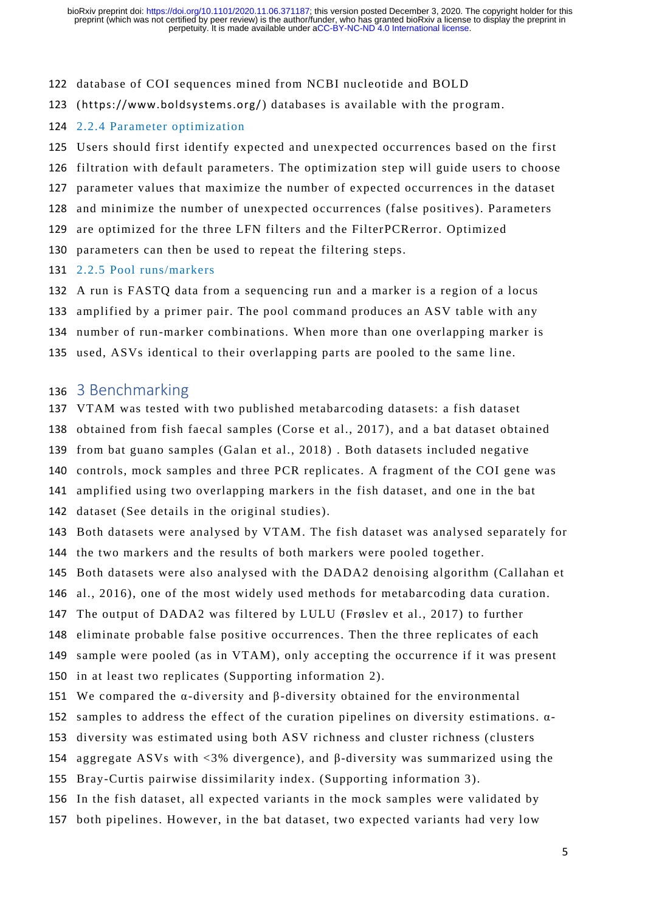database of COI sequences mined from NCBI nucleotide and BOLD (https://www.boldsystems.org/) databases is available with the program.

### 2.2.4 Parameter optimization

Users should first identify expected and unexpected occurrences based on the first filtration with default parameters. The optimization step will guide users to choose parameter values that maximize the number of expected occurrences in the dataset and minimize the number of unexpected occurrences (false positives). Parameters are optimized for the three LFN filters and the FilterPCRerror. Optimized parameters can then be used to repeat the filtering steps.

### 2.2.5 Pool runs/markers

A run is FASTQ data from a sequencing run and a marker is a region of a locus amplified by a primer pair. The pool command produces an ASV table with any number of run-marker combinations. When more than one overlapping marker is used, ASVs identical to their overlapping parts are pooled to the same line.

# 3 Benchmarking

VTAM was tested with two published metabarcoding datasets: a fish dataset obtained from fish faecal samples (Corse et al., 2017), and a bat dataset obtained from bat guano samples (Galan et al., 2018) . Both datasets included negative controls, mock samples and three PCR replicates. A fragment of the COI gene was amplified using two overlapping markers in the fish dataset, and one in the bat dataset (See details in the original studies).

Both datasets were analysed by VTAM. The fish dataset was analysed separately for the two markers and the results of both markers were pooled together.

Both datasets were also analysed with the DADA2 denoising algorithm (Callahan et al., 2016), one of the most widely used methods for metabarcoding data curation. The output of DADA2 was filtered by LULU (Frøslev et al., 2017) to further eliminate probable false positive occurrences. Then the three replicates of each sample were pooled (as in VTAM), only accepting the occurrence if it was present in at least two replicates (Supporting information 2).

We compared the α-diversity and β-diversity obtained for the environmental samples to address the effect of the curation pipelines on diversity estimations. α-diversity was estimated using both ASV richness and cluster richness (clusters aggregate ASVs with <3% divergence), and β-diversity was summarized using the Bray-Curtis pairwise dissimilarity index. (Supporting information 3).

In the fish dataset, all expected variants in the mock samples were validated by both pipelines. However, in the bat dataset, two expected variants had very low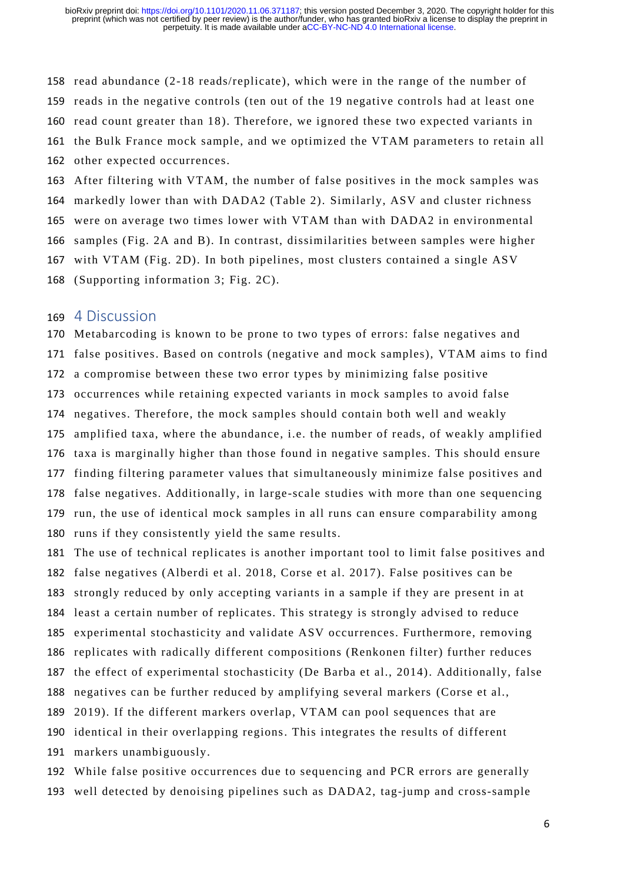read abundance (2-18 reads/replicate), which were in the range of the number of reads in the negative controls (ten out of the 19 negative controls had at least one read count greater than 18). Therefore, we ignored these two expected variants in the Bulk France mock sample, and we optimized the VTAM parameters to retain all other expected occurrences.

After filtering with VTAM, the number of false positives in the mock samples was markedly lower than with DADA2 (Table 2). Similarly, ASV and cluster richness were on average two times lower with VTAM than with DADA2 in environmental samples (Fig. 2A and B). In contrast, dissimilarities between samples were higher with VTAM (Fig. 2D). In both pipelines, most clusters contained a single ASV (Supporting information 3; Fig. 2C).

## 4 Discussion

Metabarcoding is known to be prone to two types of errors: false negatives and false positives. Based on controls (negative and mock samples), VTAM aims to find a compromise between these two error types by minimizing false positive occurrences while retaining expected variants in mock samples to avoid false negatives. Therefore, the mock samples should contain both well and weakly amplified taxa, where the abundance, i.e. the number of reads, of weakly amplified taxa is marginally higher than those found in negative samples. This should ensure finding filtering parameter values that simultaneously minimize false positives and false negatives. Additionally, in large-scale studies with more than one sequencing run, the use of identical mock samples in all runs can ensure comparability among runs if they consistently yield the same results.

The use of technical replicates is another important tool to limit false positives and false negatives (Alberdi et al. 2018, Corse et al. 2017). False positives can be strongly reduced by only accepting variants in a sample if they are present in at least a certain number of replicates. This strategy is strongly advised to reduce experimental stochasticity and validate ASV occurrences. Furthermore, removing replicates with radically different compositions (Renkonen filter) further reduces the effect of experimental stochasticity (De Barba et al., 2014). Additionally, false negatives can be further reduced by amplifying several markers (Corse et al., 2019). If the different markers overlap, VTAM can pool sequences that are identical in their overlapping regions. This integrates the results of different markers unambiguously.

While false positive occurrences due to sequencing and PCR errors are generally well detected by denoising pipelines such as DADA2, tag-jump and cross-sample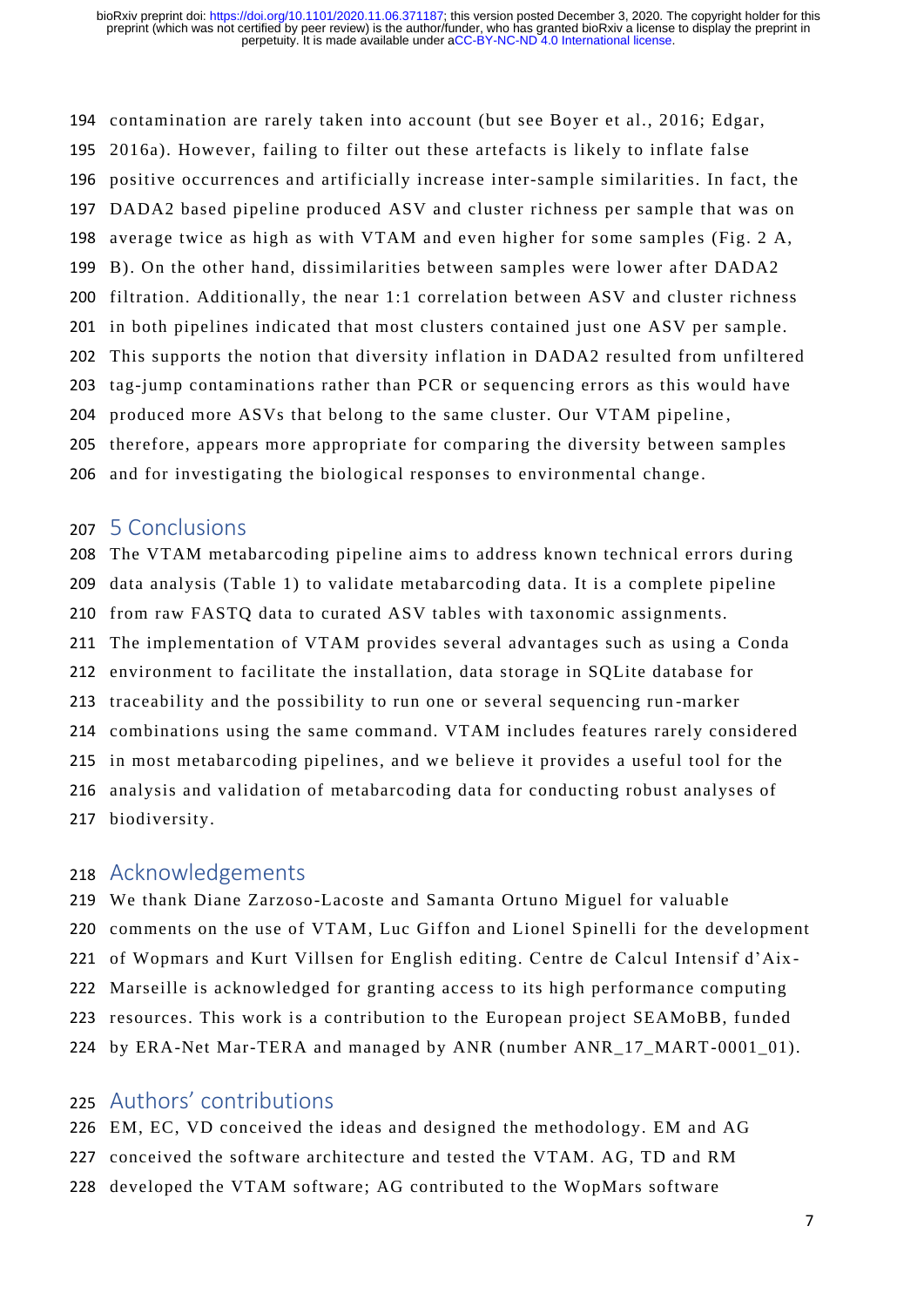contamination are rarely taken into account (but see Boyer et al., 2016; Edgar, 2016a). However, failing to filter out these artefacts is likely to inflate false positive occurrences and artificially increase inter-sample similarities. In fact, the DADA2 based pipeline produced ASV and cluster richness per sample that was on average twice as high as with VTAM and even higher for some samples (Fig. 2 A, B). On the other hand, dissimilarities between samples were lower after DADA2 filtration. Additionally, the near 1:1 correlation between ASV and cluster richness in both pipelines indicated that most clusters contained just one ASV per sample. This supports the notion that diversity inflation in DADA2 resulted from unfiltered tag-jump contaminations rather than PCR or sequencing errors as this would have produced more ASVs that belong to the same cluster. Our VTAM pipeline, therefore, appears more appropriate for comparing the diversity between samples and for investigating the biological responses to environmental change.

## 5 Conclusions

The VTAM metabarcoding pipeline aims to address known technical errors during data analysis (Table 1) to validate metabarcoding data. It is a complete pipeline from raw FASTQ data to curated ASV tables with taxonomic assignments. The implementation of VTAM provides several advantages such as using a Conda environment to facilitate the installation, data storage in SQLite database for traceability and the possibility to run one or several sequencing run-marker combinations using the same command. VTAM includes features rarely considered in most metabarcoding pipelines, and we believe it provides a useful tool for the analysis and validation of metabarcoding data for conducting robust analyses of biodiversity.

## Acknowledgements

We thank Diane Zarzoso-Lacoste and Samanta Ortuno Miguel for valuable comments on the use of VTAM, Luc Giffon and Lionel Spinelli for the development of Wopmars and Kurt Villsen for English editing. Centre de Calcul Intensif d'Aix-Marseille is acknowledged for granting access to its high performance computing resources. This work is a contribution to the European project SEAMoBB, funded by ERA-Net Mar-TERA and managed by ANR (number ANR_17_MART-0001_01).

## Authors' contributions

EM, EC, VD conceived the ideas and designed the methodology. EM and AG conceived the software architecture and tested the VTAM. AG, TD and RM developed the VTAM software; AG contributed to the WopMars software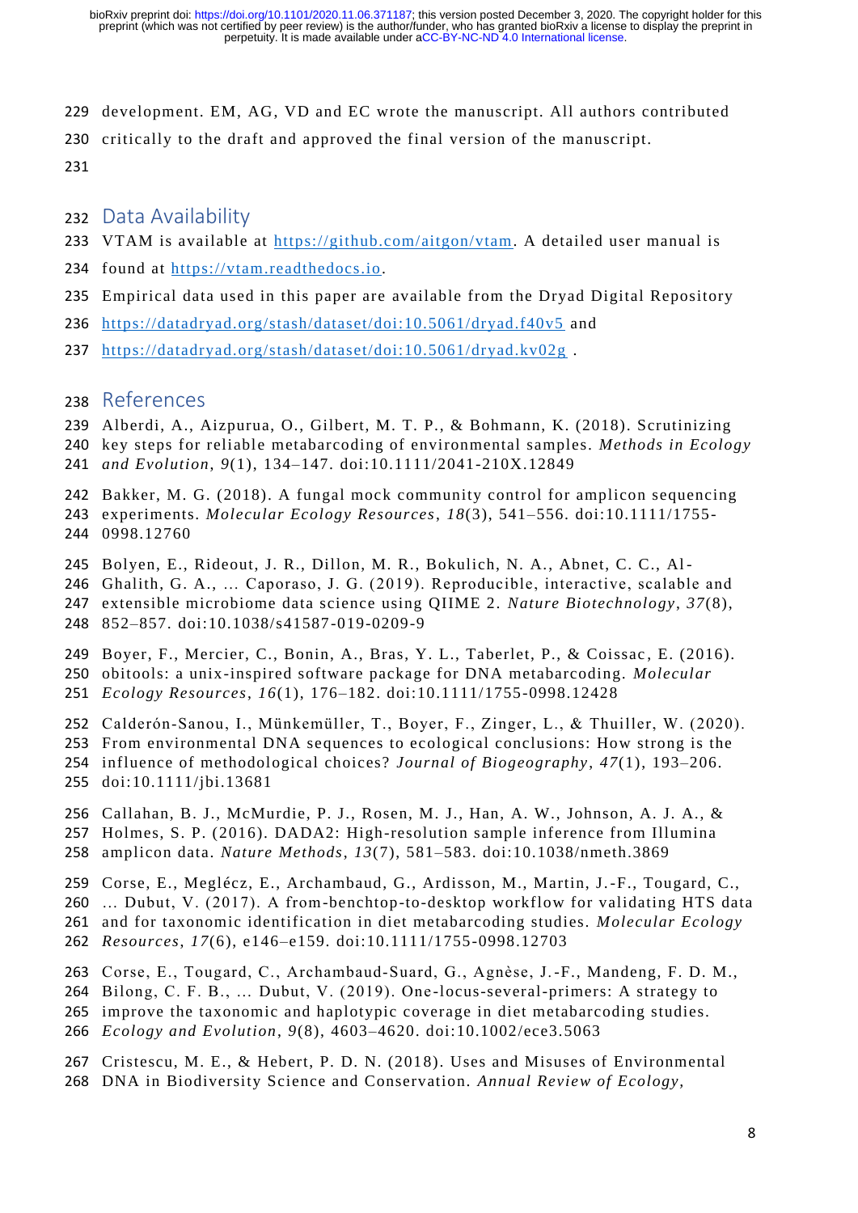development. EM, AG, VD and EC wrote the manuscript. All authors contributed critically to the draft and approved the final version of the manuscript.

## Data Availability

VTAM is available at https://github.com/aitgon/vtam. A detailed user manual is found at https://vtam.readthedocs.io.

Empirical data used in this paper are available from the Dryad Digital Repository https://datadryad.org/stash/dataset/doi:10.5061/dryad.f40v5 and https://datadryad.org/stash/dataset/doi:10.5061/dryad.kv02g .

## References

Alberdi, A., Aizpurua, O., Gilbert, M. T. P., & Bohmann, K. (2018). Scrutinizing key steps for reliable metabarcoding of environmental samples. *Methods in Ecology and Evolution*, *9*(1), 134–147. doi:10.1111/2041-210X.12849

Bakker, M. G. (2018). A fungal mock community control for amplicon sequencing experiments. *Molecular Ecology Resources*, *18*(3), 541–556. doi:10.1111/1755-0998.12760

Bolyen, E., Rideout, J. R., Dillon, M. R., Bokulich, N. A., Abnet, C. C., Al-Ghalith, G. A., … Caporaso, J. G. (2019). Reproducible, interactive, scalable and extensible microbiome data science using QIIME 2. *Nature Biotechnology*, *37*(8), 852–857. doi:10.1038/s41587-019-0209-9

Boyer, F., Mercier, C., Bonin, A., Bras, Y. L., Taberlet, P., & Coissac, E. (2016). obitools: a unix-inspired software package for DNA metabarcoding. *Molecular Ecology Resources*, *16*(1), 176–182. doi:10.1111/1755-0998.12428

Calderón-Sanou, I., Münkemüller, T., Boyer, F., Zinger, L., & Thuiller, W. (2020). From environmental DNA sequences to ecological conclusions: How strong is the influence of methodological choices? *Journal of Biogeography*, *47*(1), 193–206. doi:10.1111/jbi.13681

Callahan, B. J., McMurdie, P. J., Rosen, M. J., Han, A. W., Johnson, A. J. A., & Holmes, S. P. (2016). DADA2: High-resolution sample inference from Illumina amplicon data. *Nature Methods*, *13*(7), 581–583. doi:10.1038/nmeth.3869

Corse, E., Meglécz, E., Archambaud, G., Ardisson, M., Martin, J.-F., Tougard, C., … Dubut, V. (2017). A from-benchtop-to-desktop workflow for validating HTS data and for taxonomic identification in diet metabarcoding studies. *Molecular Ecology Resources*, *17*(6), e146–e159. doi:10.1111/1755-0998.12703

Corse, E., Tougard, C., Archambaud-Suard, G., Agnèse, J.-F., Mandeng, F. D. M., Bilong, C. F. B., … Dubut, V. (2019). One-locus-several-primers: A strategy to improve the taxonomic and haplotypic coverage in diet metabarcoding studies. *Ecology and Evolution*, *9*(8), 4603–4620. doi:10.1002/ece3.5063

Cristescu, M. E., & Hebert, P. D. N. (2018). Uses and Misuses of Environmental DNA in Biodiversity Science and Conservation. *Annual Review of Ecology,*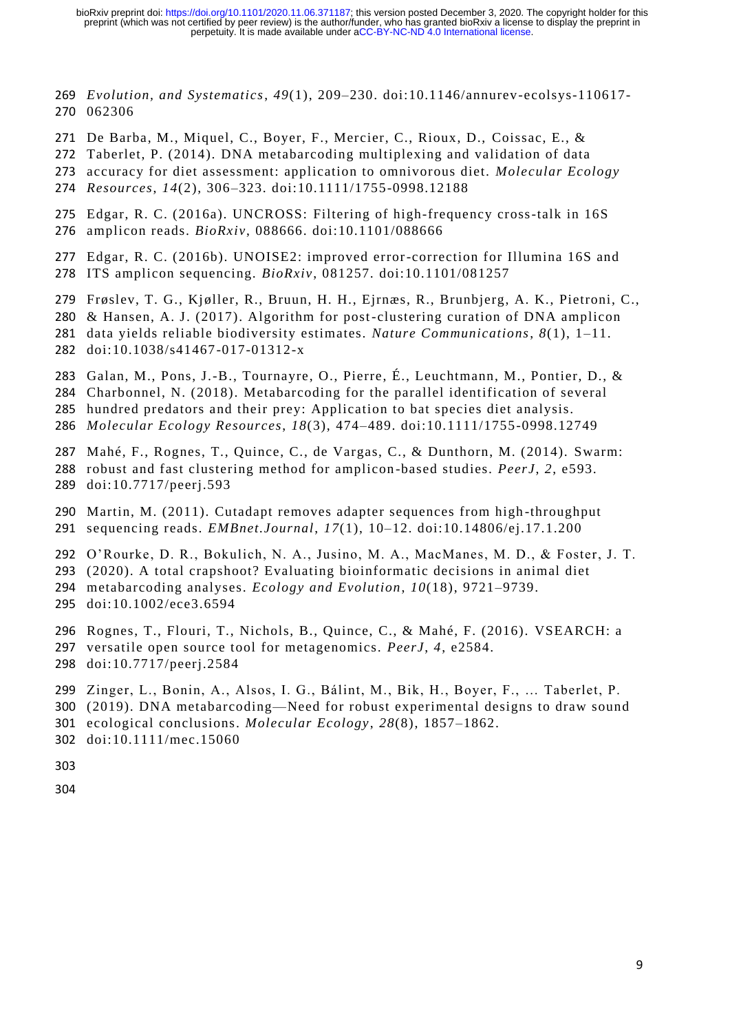*Evolution, and Systematics*, *49*(1), 209–230. doi:10.1146/annurev-ecolsys-110617-062306

De Barba, M., Miquel, C., Boyer, F., Mercier, C., Rioux, D., Coissac, E., & Taberlet, P. (2014). DNA metabarcoding multiplexing and validation of data accuracy for diet assessment: application to omnivorous diet. *Molecular Ecology Resources*, *14*(2), 306–323. doi:10.1111/1755-0998.12188

Edgar, R. C. (2016a). UNCROSS: Filtering of high-frequency cross-talk in 16S amplicon reads. *BioRxiv*, 088666. doi:10.1101/088666

Edgar, R. C. (2016b). UNOISE2: improved error-correction for Illumina 16S and ITS amplicon sequencing. *BioRxiv*, 081257. doi:10.1101/081257

Frøslev, T. G., Kjøller, R., Bruun, H. H., Ejrnæs, R., Brunbjerg, A. K., Pietroni, C., & Hansen, A. J. (2017). Algorithm for post-clustering curation of DNA amplicon data yields reliable biodiversity estimates. *Nature Communications*, *8*(1), 1–11. doi:10.1038/s41467-017-01312-x

Galan, M., Pons, J.-B., Tournayre, O., Pierre, É., Leuchtmann, M., Pontier, D., & Charbonnel, N. (2018). Metabarcoding for the parallel identification of several hundred predators and their prey: Application to bat species diet analysis. *Molecular Ecology Resources*, *18*(3), 474–489. doi:10.1111/1755-0998.12749

Mahé, F., Rognes, T., Quince, C., de Vargas, C., & Dunthorn, M. (2014). Swarm: robust and fast clustering method for amplicon-based studies. *PeerJ*, *2*, e593. doi:10.7717/peerj.593

Martin, M. (2011). Cutadapt removes adapter sequences from high-throughput sequencing reads. *EMBnet.Journal*, *17*(1), 10–12. doi:10.14806/ej.17.1.200

O'Rourke, D. R., Bokulich, N. A., Jusino, M. A., MacManes, M. D., & Foster, J. T. (2020). A total crapshoot? Evaluating bioinformatic decisions in animal diet metabarcoding analyses. *Ecology and Evolution*, *10*(18), 9721–9739. doi:10.1002/ece3.6594

Rognes, T., Flouri, T., Nichols, B., Quince, C., & Mahé, F. (2016). VSEARCH: a versatile open source tool for metagenomics. *PeerJ*, *4*, e2584. doi:10.7717/peerj.2584

Zinger, L., Bonin, A., Alsos, I. G., Bálint, M., Bik, H., Boyer, F., ... Taberlet, P. (2019). DNA metabarcoding—Need for robust experimental designs to draw sound ecological conclusions. *Molecular Ecology*, *28*(8), 1857–1862. doi:10.1111/mec.15060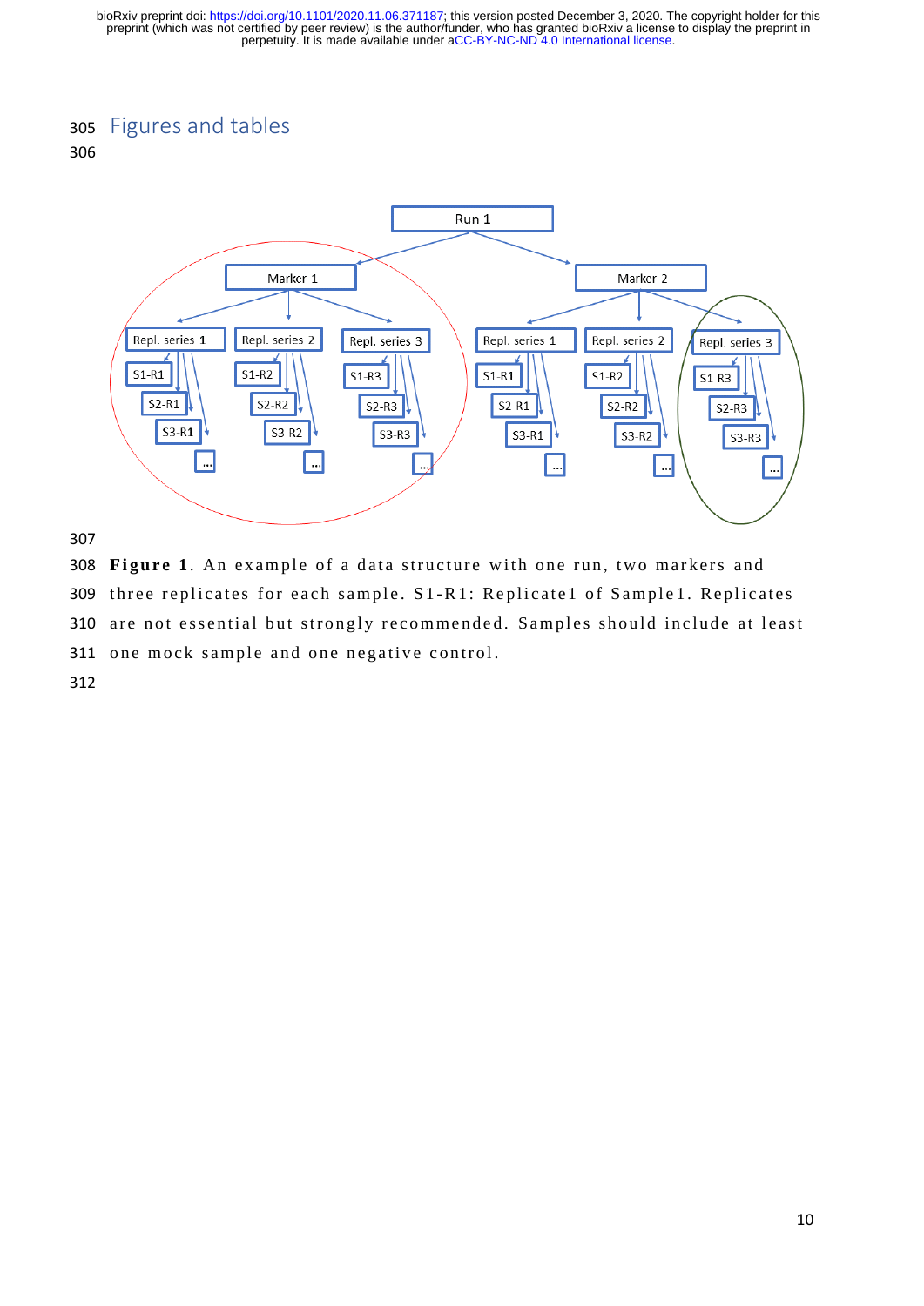## Figures and tables

**Figure 1**. An example of a data structure with one run, two markers and three replicates for each sample. S1-R1: Replicate1 of Sample1. Replicates are not essential but strongly recommended. Samples should include at least one mock sample and one negative control.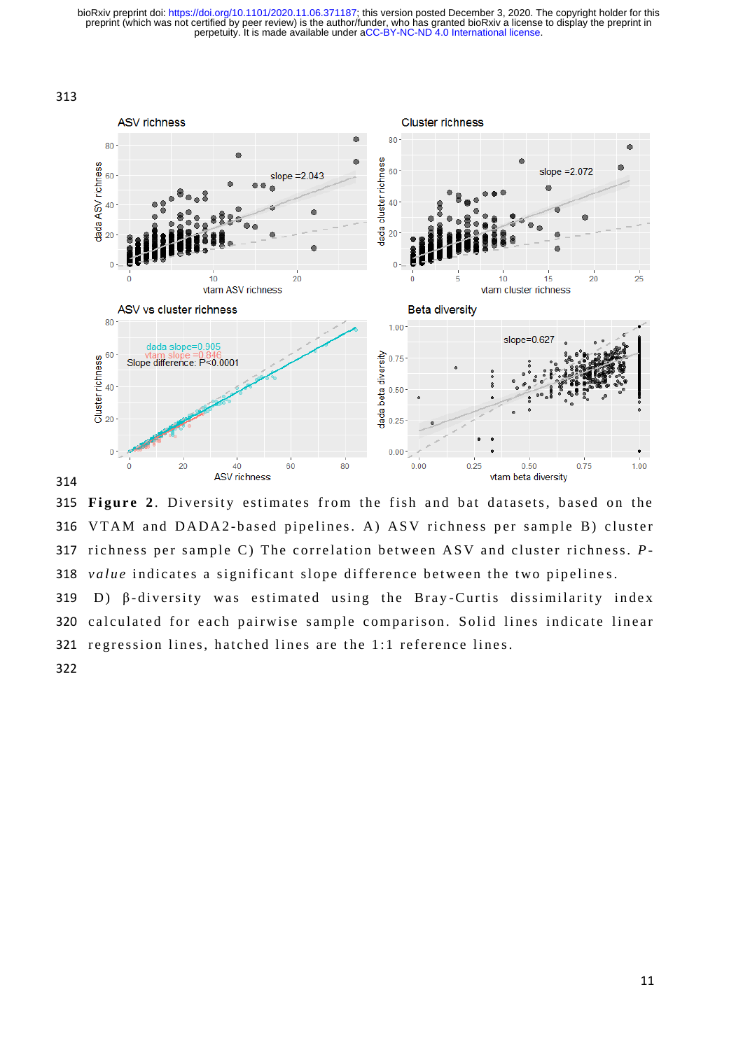**Figure 2**. Diversity estimates from the fish and bat datasets, based on the VTAM and DADA2-based pipelines. A) ASV richness per sample B) cluster richness per sample C) The correlation between ASV and cluster richness. *P-value* indicates a significant slope difference between the two pipelines. D) β-diversity was estimated using the Bray-Curtis dissimilarity index calculated for each pairwise sample comparison. Solid lines indicate linear regression lines, hatched lines are the 1:1 reference lines.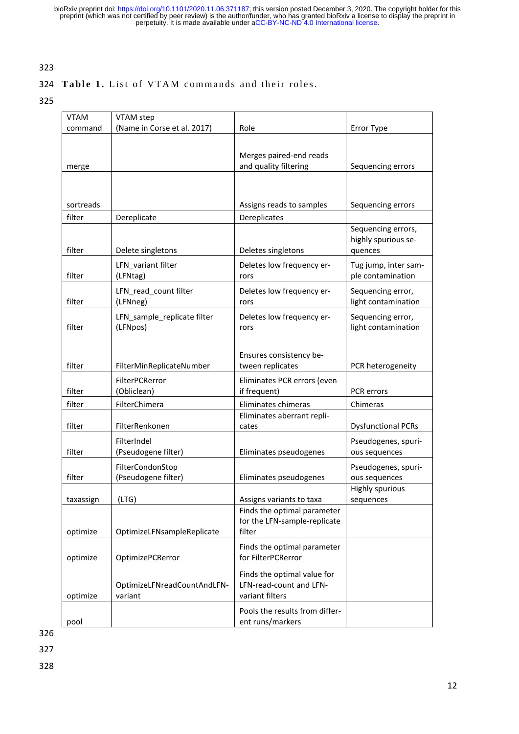**Table 1.** List of VTAM commands and their roles.

| VTAM command | VTAM step (Name in Corse et al. 2017) | Role | Error Type |
|---|---|---|---|
| merge | | Merges paired-end reads and quality filtering | Sequencing errors |
| sortreads | | Assigns reads to samples | Sequencing errors |
| filter | Dereplicate | Dereplicates | |
| filter | Delete singletons | Deletes singletons | Sequencing errors, highly spurious sequences |
| filter | LFN_variant filter (LFNtag) | Deletes low frequency errors | Tug jump, inter sample contamination |
| filter | LFN_read_count filter (LFNneg) | Deletes low frequency errors | Sequencing error, light contamination |
| filter | LFN_sample_replicate filter (LFNpos) | Deletes low frequency errors | Sequencing error, light contamination |
| filter | FilterMinReplicateNumber | Ensures consistency between replicates | PCR heterogeneity |
| filter | FilterPCRerror (Obliclean) | Eliminates PCR errors (even if frequent) | PCR errors |
| filter | FilterChimera | Eliminates chimeras | Chimeras |
| filter | FilterRenkonen | Eliminates aberrant replicates | Dysfunctional PCRs |
| filter | FilterIndel (Pseudogene filter) | Eliminates pseudogenes | Pseudogenes, spurious sequences |
| filter | FilterCondonStop (Pseudogene filter) | Eliminates pseudogenes | Pseudogenes, spurious sequences |
| taxassign | (LTG) | Assigns variants to taxa | Highly spurious sequences |
| optimize | OptimizeLFNsampleReplicate | Finds the optimal parameter for the LFN-sample-replicate filter | |
| optimize | OptimizePCRerror | Finds the optimal parameter for FilterPCRerror | |
| optimize | OptimizeLFNreadCountAndLFN-variant | Finds the optimal value for LFN-read-count and LFN-variant filters | |
| pool | | Pools the results from different runs/markers | |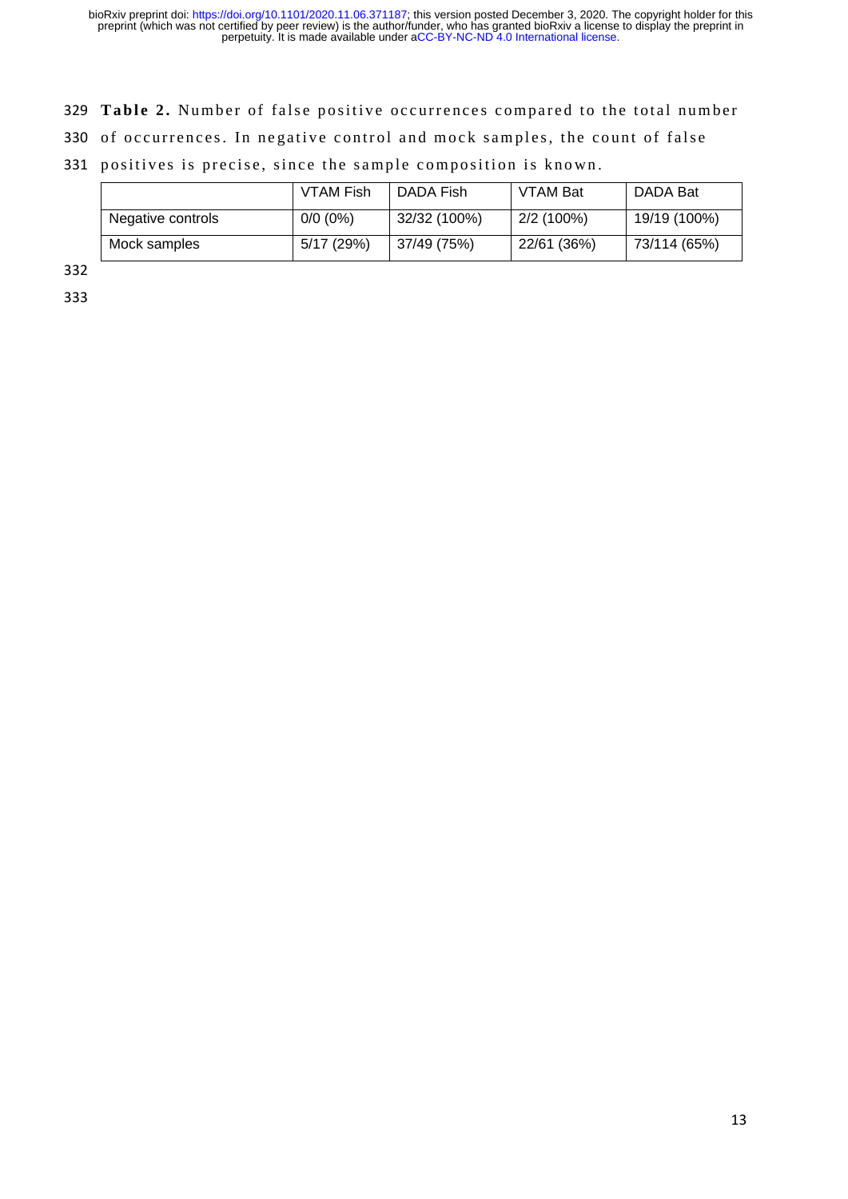**Table 2.** Number of false positive occurrences compared to the total number of occurrences. In negative control and mock samples, the count of false positives is precise, since the sample composition is known.

| | VTAM Fish | DADA Fish | VTAM Bat | DADA Bat |
|---|---|---|---|---|
| Negative controls | 0/0 (0%) | 32/32 (100%) | 2/2 (100%) | 19/19 (100%) |
| Mock samples | 5/17 (29%) | 37/49 (75%) | 22/61 (36%) | 73/114 (65%) |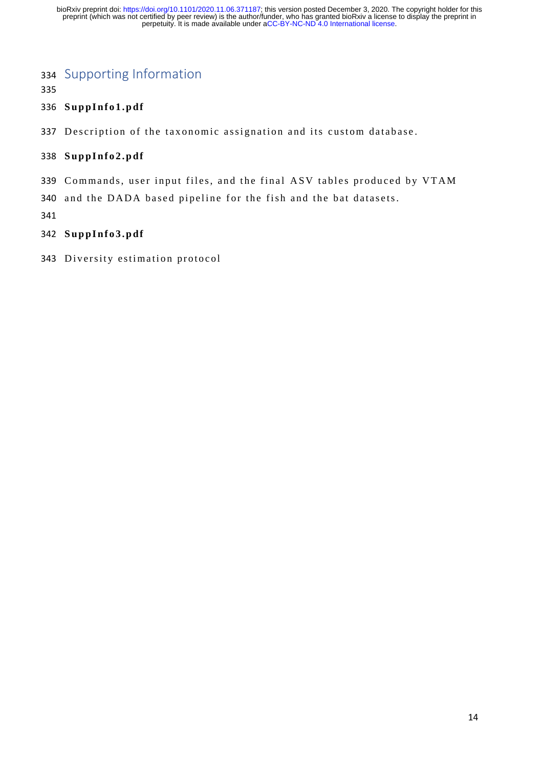## Supporting Information

**SuppInfo1.pdf**

Description of the taxonomic assignation and its custom database.

**SuppInfo2.pdf**

Commands, user input files, and the final ASV tables produced by VTAM and the DADA based pipeline for the fish and the bat datasets.

**SuppInfo3.pdf**

Diversity estimation protocol